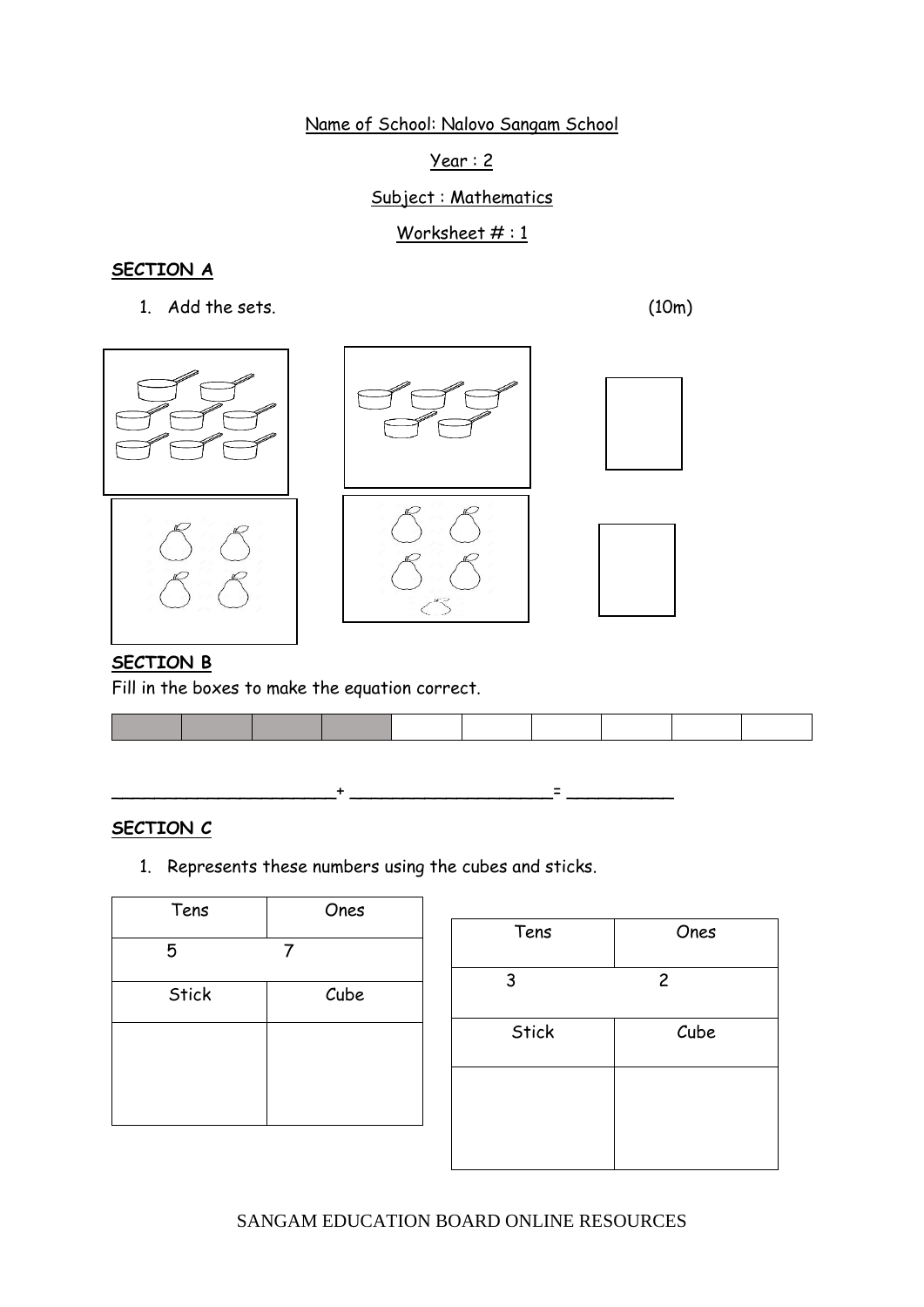Name of School: Nalovo Sangam School

Year : 2

Subject : Mathematics

Worksheet # : 1

## SECTION A

1. Add the sets. (10m)

## SECTION B

Fill in the boxes to make the equation correct.

| | | | | | | | | | |
|---|---|---|---|---|---|---|---|---|---|
| | | | | | | | | | |

_____________________+ ___________________= __________

## SECTION C

1. Represents these numbers using the cubes and sticks.

| Tens | Ones |
|---|---|
| 5 | 7 |
| Stick | Cube |
| | |

| Tens | Ones |
|---|---|
| 3 | 2 |
| Stick | Cube |
| | |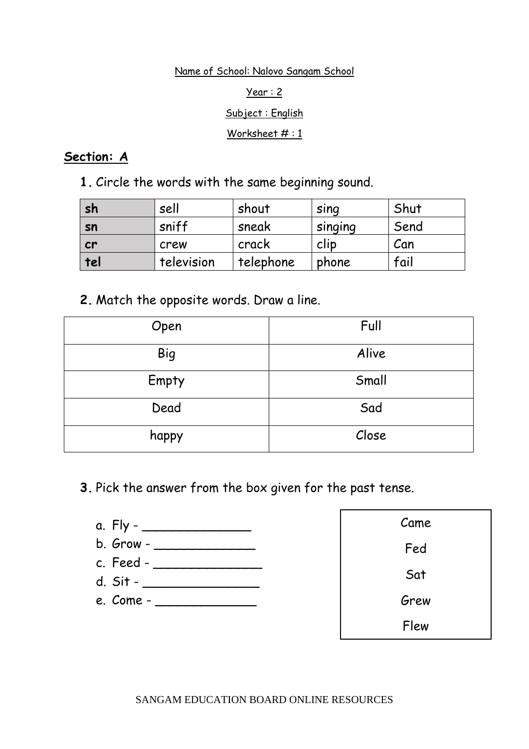Name of School: Nalovo Sangam School

Year : 2

Subject : English

Worksheet # : 1

## Section: A

**1.** Circle the words with the same beginning sound.

| **sh** | sell | shout | sing | Shut |
|---|---|---|---|---|
| **sn** | sniff | sneak | singing | Send |
| **cr** | crew | crack | clip | Can |
| **tel** | television | telephone | phone | fail |

**2.** Match the opposite words. Draw a line.

| Open | Full |
|---|---|
| Big | Alive |
| Empty | Small |
| Dead | Sad |
| happy | Close |

**3.** Pick the answer from the box given for the past tense.

a. Fly - ______________
b. Grow - _____________
c. Feed - ______________
d. Sit - _______________
e. Come - _____________

| Came |
|---|
| Fed |
| Sat |
| Grew |
| Flew |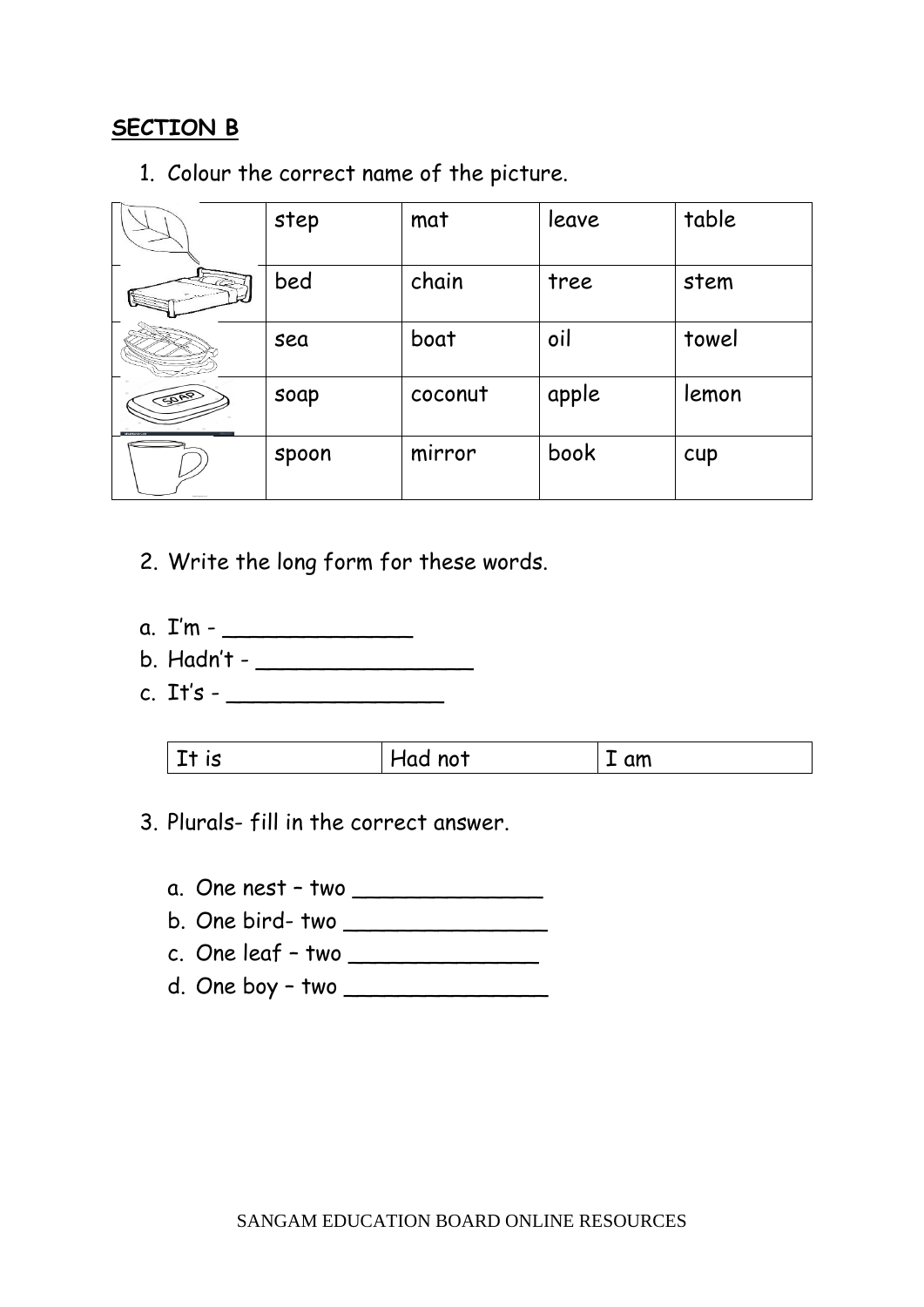## SECTION B

1. Colour the correct name of the picture.

| | | | | |
|---|---|---|---|---|
| | step | mat | leave | table |
| | bed | chain | tree | stem |
| | sea | boat | oil | towel |
| | soap | coconut | apple | lemon |
| | spoon | mirror | book | cup |

2. Write the long form for these words.

a. I'm - ______________
b. Hadn't - ________________
c. It's - ________________

| It is | Had not | I am |
|---|---|---|

3. Plurals- fill in the correct answer.

   a. One nest – two ______________
   b. One bird- two _______________
   c. One leaf – two ______________
   d. One boy – two _______________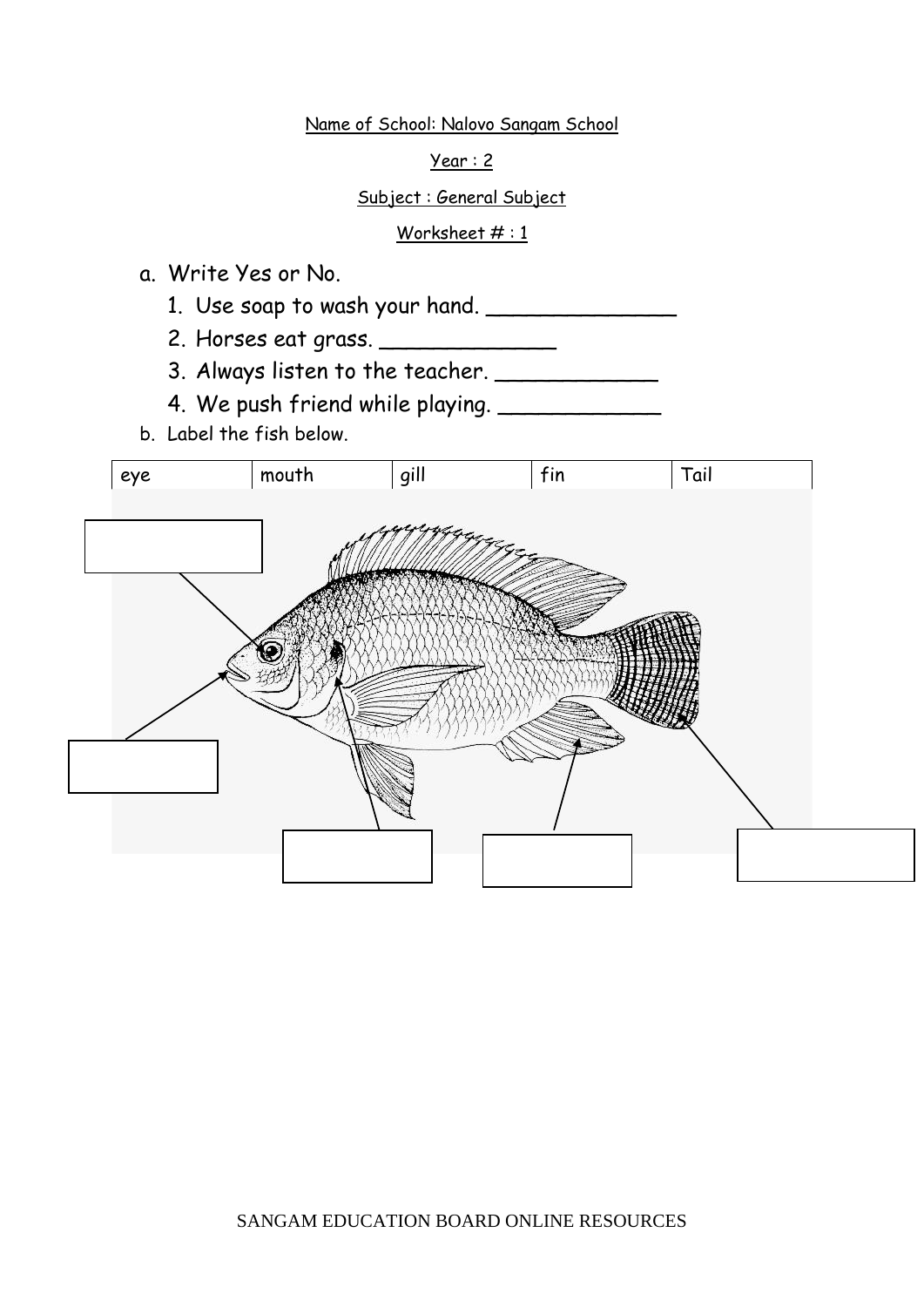Name of School: Nalovo Sangam School

Year : 2

Subject : General Subject

Worksheet # : 1

a. Write Yes or No.

1. Use soap to wash your hand. ______________
2. Horses eat grass. _____________
3. Always listen to the teacher. ____________
4. We push friend while playing. ____________

b. Label the fish below.

| eye | mouth | gill | fin | Tail |
|---|---|---|---|---|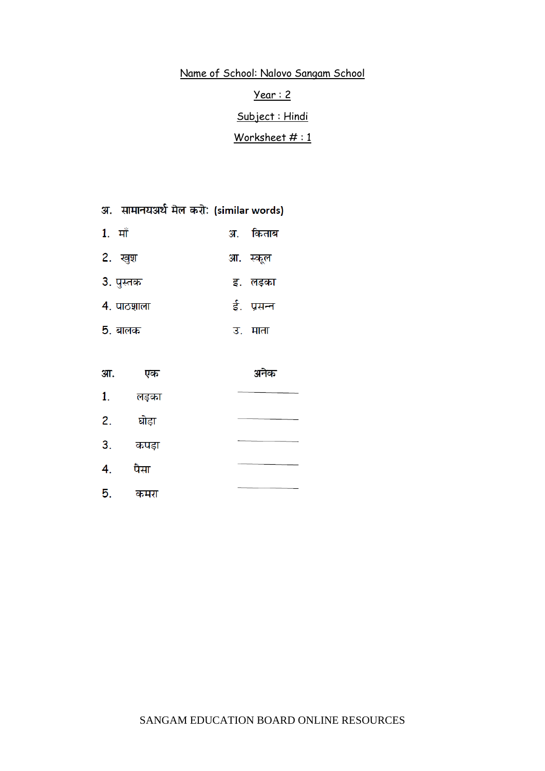Name of School: Nalovo Sangam School

Year : 2

Subject : Hindi

Worksheet # : 1

अ. सामानयअर्थ मेल करो: (similar words)

| | |
|---|---|
| 1. माँ | अ. किताब |
| 2. खुश | आ. स्कूल |
| 3. पुस्तक | इ. लड़का |
| 4. पाठशाला | ई. प्रसन्न |
| 5. बालक | उ. माता |

| आ. | एक | अनेक |
|---|---|---|
| 1. | लड़का | ________ |
| 2. | घोड़ा | ________ |
| 3. | कपड़ा | ________ |
| 4. | पैसा | ________ |
| 5. | कमरा | ________ |